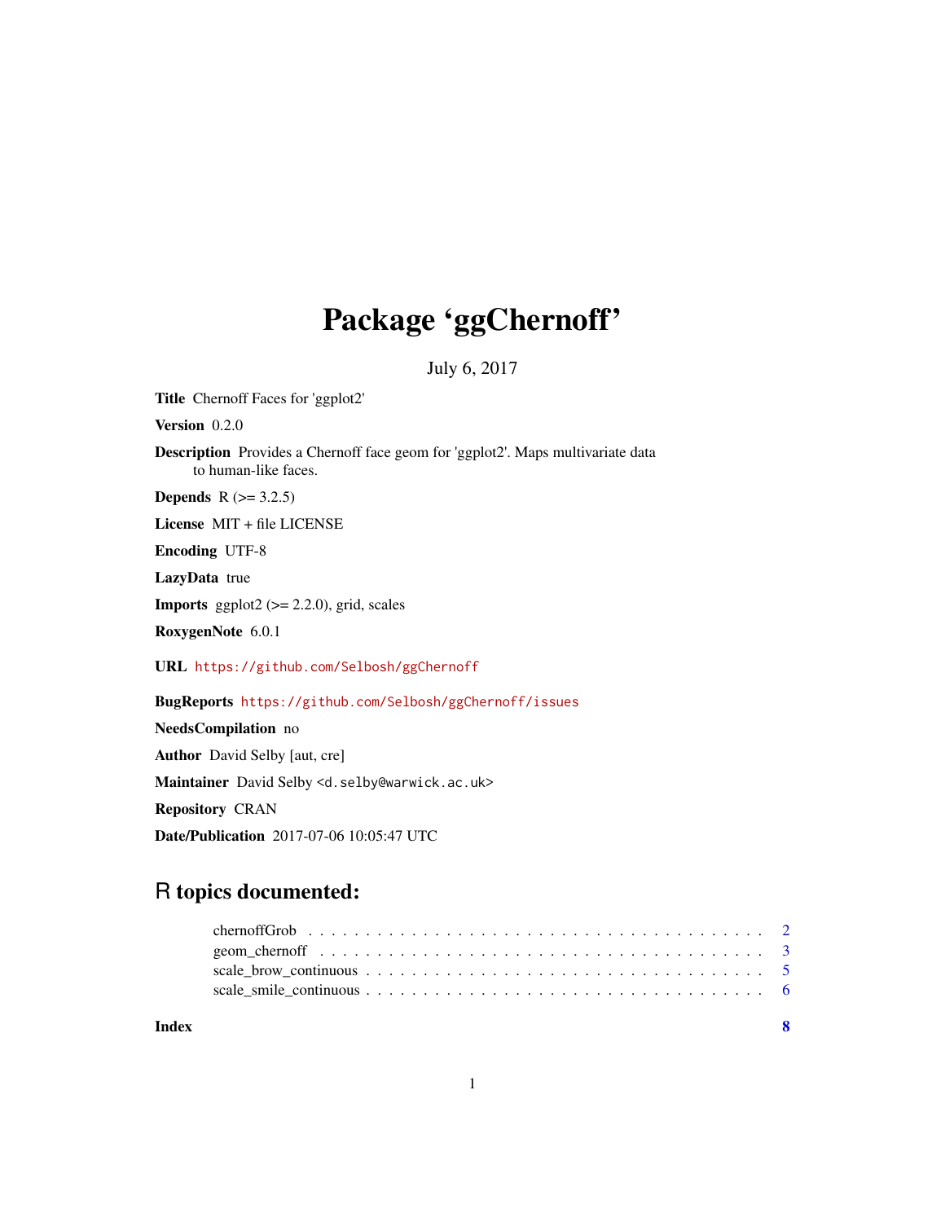# Package 'ggChernoff'

July 6, 2017

**Title** Chernoff Faces for 'ggplot2'

**Version** 0.2.0

**Description** Provides a Chernoff face geom for 'ggplot2'. Maps multivariate data to human-like faces.

**Depends** R (>= 3.2.5)

**License** MIT + file LICENSE

**Encoding** UTF-8

**LazyData** true

**Imports** ggplot2 (>= 2.2.0), grid, scales

**RoxygenNote** 6.0.1

**URL** https://github.com/Selbosh/ggChernoff

**BugReports** https://github.com/Selbosh/ggChernoff/issues

**NeedsCompilation** no

**Author** David Selby [aut, cre]

**Maintainer** David Selby <d.selby@warwick.ac.uk>

**Repository** CRAN

**Date/Publication** 2017-07-06 10:05:47 UTC

## R topics documented:

chernoffGrob . . . . . . . . . . . . . . . . . . . . . . . . . . . . . . . . . . . . . . . 2
geom_chernoff . . . . . . . . . . . . . . . . . . . . . . . . . . . . . . . . . . . . . . 3
scale_brow_continuous . . . . . . . . . . . . . . . . . . . . . . . . . . . . . . . . . . 5
scale_smile_continuous . . . . . . . . . . . . . . . . . . . . . . . . . . . . . . . . . 6

**Index** **8**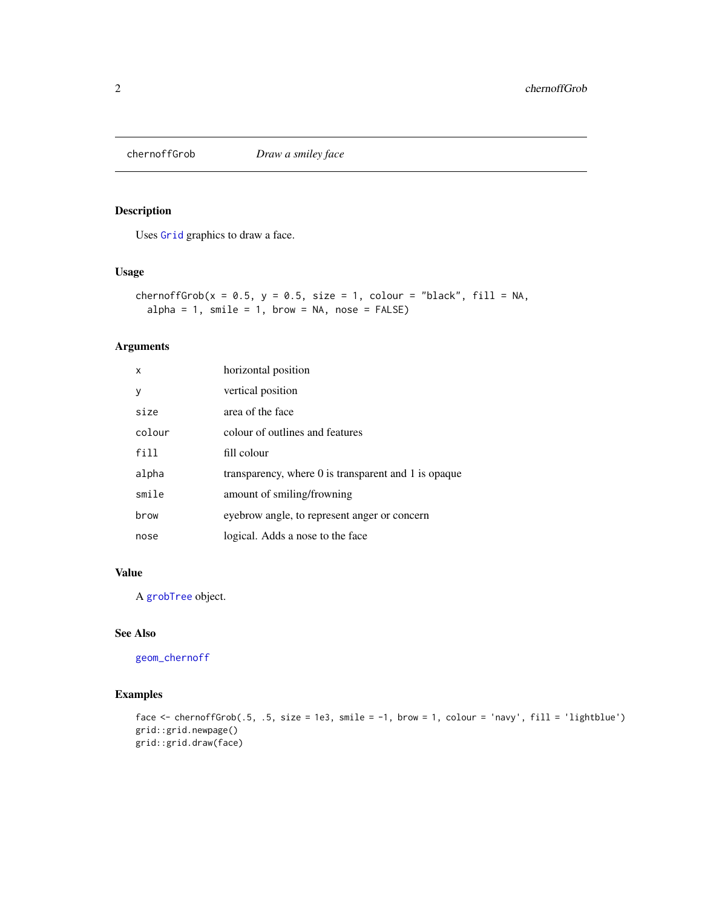## chernoffGrob — *Draw a smiley face*

### Description

Uses `Grid` graphics to draw a face.

### Usage

```
chernoffGrob(x = 0.5, y = 0.5, size = 1, colour = "black", fill = NA,
  alpha = 1, smile = 1, brow = NA, nose = FALSE)
```

### Arguments

| | |
|---|---|
| `x` | horizontal position |
| `y` | vertical position |
| `size` | area of the face |
| `colour` | colour of outlines and features |
| `fill` | fill colour |
| `alpha` | transparency, where 0 is transparent and 1 is opaque |
| `smile` | amount of smiling/frowning |
| `brow` | eyebrow angle, to represent anger or concern |
| `nose` | logical. Adds a nose to the face |

### Value

A `grobTree` object.

### See Also

`geom_chernoff`

### Examples

```
face <- chernoffGrob(.5, .5, size = 1e3, smile = -1, brow = 1, colour = 'navy', fill = 'lightblue')
grid::grid.newpage()
grid::grid.draw(face)
```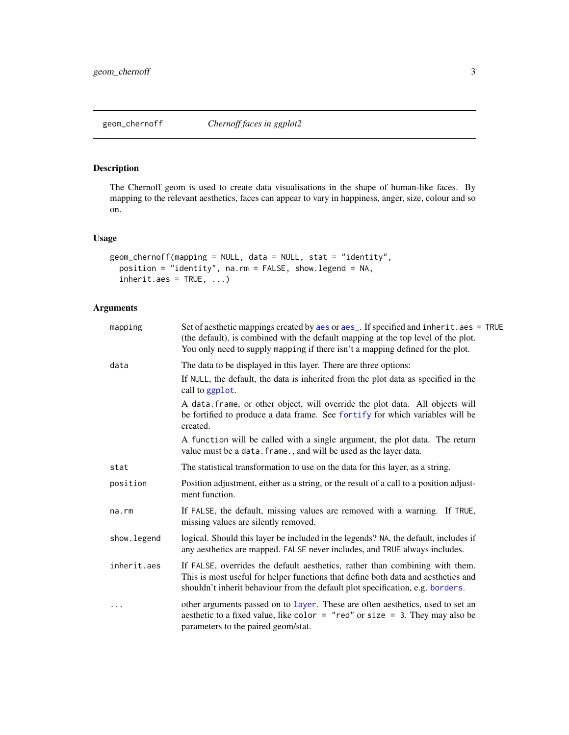## geom_chernoff — *Chernoff faces in ggplot2*

### Description

The Chernoff geom is used to create data visualisations in the shape of human-like faces. By mapping to the relevant aesthetics, faces can appear to vary in happiness, anger, size, colour and so on.

### Usage

```
geom_chernoff(mapping = NULL, data = NULL, stat = "identity",
  position = "identity", na.rm = FALSE, show.legend = NA,
  inherit.aes = TRUE, ...)
```

### Arguments

| Argument | Description |
|---|---|
| `mapping` | Set of aesthetic mappings created by `aes` or `aes_`. If specified and `inherit.aes = TRUE` (the default), is combined with the default mapping at the top level of the plot. You only need to supply `mapping` if there isn't a mapping defined for the plot. |
| `data` | The data to be displayed in this layer. There are three options:<br>If `NULL`, the default, the data is inherited from the plot data as specified in the call to `ggplot`.<br>A `data.frame`, or other object, will override the plot data. All objects will be fortified to produce a data frame. See `fortify` for which variables will be created.<br>A `function` will be called with a single argument, the plot data. The return value must be a `data.frame.`, and will be used as the layer data. |
| `stat` | The statistical transformation to use on the data for this layer, as a string. |
| `position` | Position adjustment, either as a string, or the result of a call to a position adjustment function. |
| `na.rm` | If `FALSE`, the default, missing values are removed with a warning. If `TRUE`, missing values are silently removed. |
| `show.legend` | logical. Should this layer be included in the legends? `NA`, the default, includes if any aesthetics are mapped. `FALSE` never includes, and `TRUE` always includes. |
| `inherit.aes` | If `FALSE`, overrides the default aesthetics, rather than combining with them. This is most useful for helper functions that define both data and aesthetics and shouldn't inherit behaviour from the default plot specification, e.g. `borders`. |
| `...` | other arguments passed on to `layer`. These are often aesthetics, used to set an aesthetic to a fixed value, like `color = "red"` or `size = 3`. They may also be parameters to the paired geom/stat. |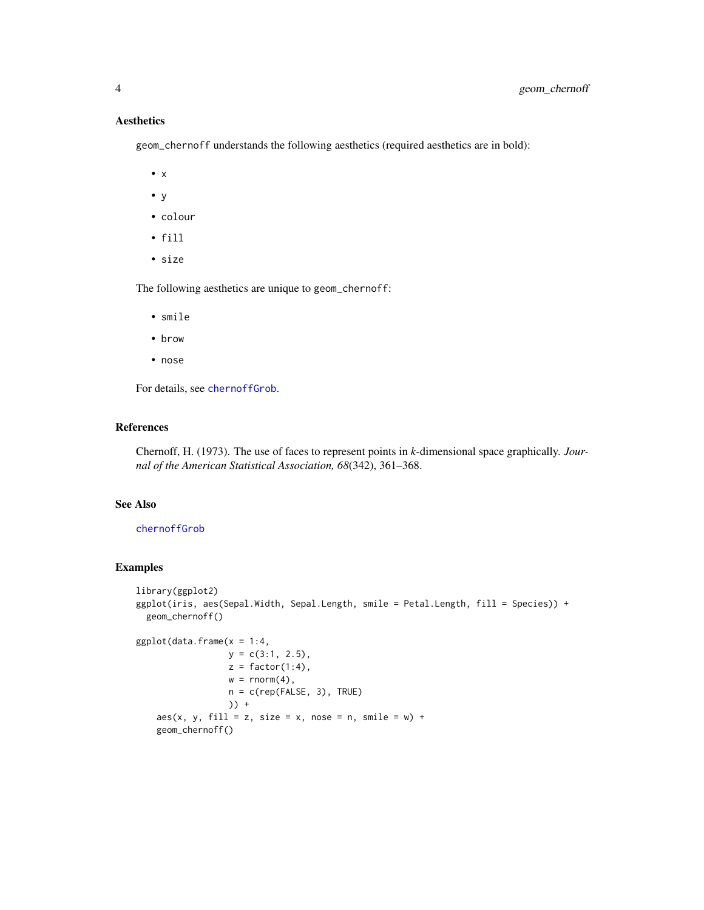## Aesthetics

geom_chernoff understands the following aesthetics (required aesthetics are in bold):

- x
- y
- colour
- fill
- size

The following aesthetics are unique to geom_chernoff:

- smile
- brow
- nose

For details, see chernoffGrob.

## References

Chernoff, H. (1973). The use of faces to represent points in *k*-dimensional space graphically. *Journal of the American Statistical Association, 68*(342), 361–368.

## See Also

chernoffGrob

## Examples

```
library(ggplot2)
ggplot(iris, aes(Sepal.Width, Sepal.Length, smile = Petal.Length, fill = Species)) +
  geom_chernoff()

ggplot(data.frame(x = 1:4,
                  y = c(3:1, 2.5),
                  z = factor(1:4),
                  w = rnorm(4),
                  n = c(rep(FALSE, 3), TRUE)
                  )) +
    aes(x, y, fill = z, size = x, nose = n, smile = w) +
    geom_chernoff()
```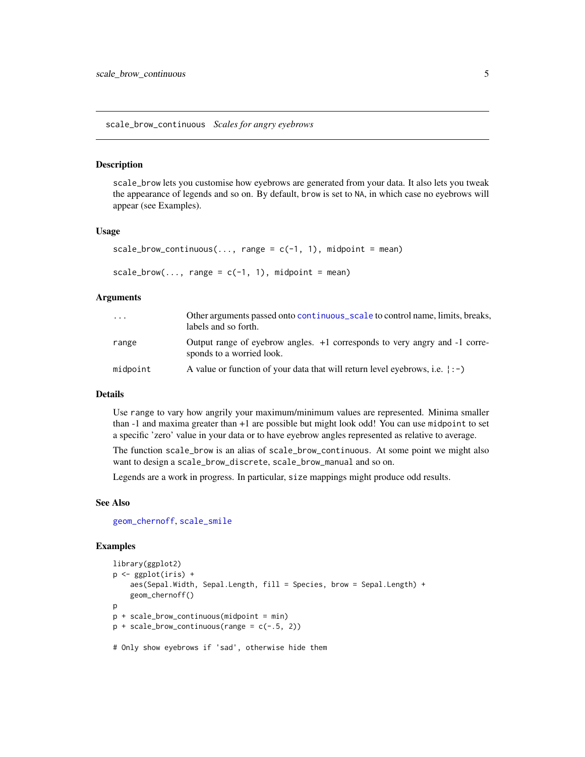`scale_brow_continuous` *Scales for angry eyebrows*

### Description

`scale_brow` lets you customise how eyebrows are generated from your data. It also lets you tweak the appearance of legends and so on. By default, `brow` is set to `NA`, in which case no eyebrows will appear (see Examples).

### Usage

```
scale_brow_continuous(..., range = c(-1, 1), midpoint = mean)

scale_brow(..., range = c(-1, 1), midpoint = mean)
```

### Arguments

| | |
|---|---|
| `...` | Other arguments passed onto `continuous_scale` to control name, limits, breaks, labels and so forth. |
| `range` | Output range of eyebrow angles. +1 corresponds to very angry and -1 corresponds to a worried look. |
| `midpoint` | A value or function of your data that will return level eyebrows, i.e. `¦:-)` |

### Details

Use `range` to vary how angrily your maximum/minimum values are represented. Minima smaller than -1 and maxima greater than +1 are possible but might look odd! You can use `midpoint` to set a specific 'zero' value in your data or to have eyebrow angles represented as relative to average.

The function `scale_brow` is an alias of `scale_brow_continuous`. At some point we might also want to design a `scale_brow_discrete`, `scale_brow_manual` and so on.

Legends are a work in progress. In particular, `size` mappings might produce odd results.

### See Also

`geom_chernoff`, `scale_smile`

### Examples

```
library(ggplot2)
p <- ggplot(iris) +
    aes(Sepal.Width, Sepal.Length, fill = Species, brow = Sepal.Length) +
    geom_chernoff()
p
p + scale_brow_continuous(midpoint = min)
p + scale_brow_continuous(range = c(-.5, 2))

# Only show eyebrows if 'sad', otherwise hide them
```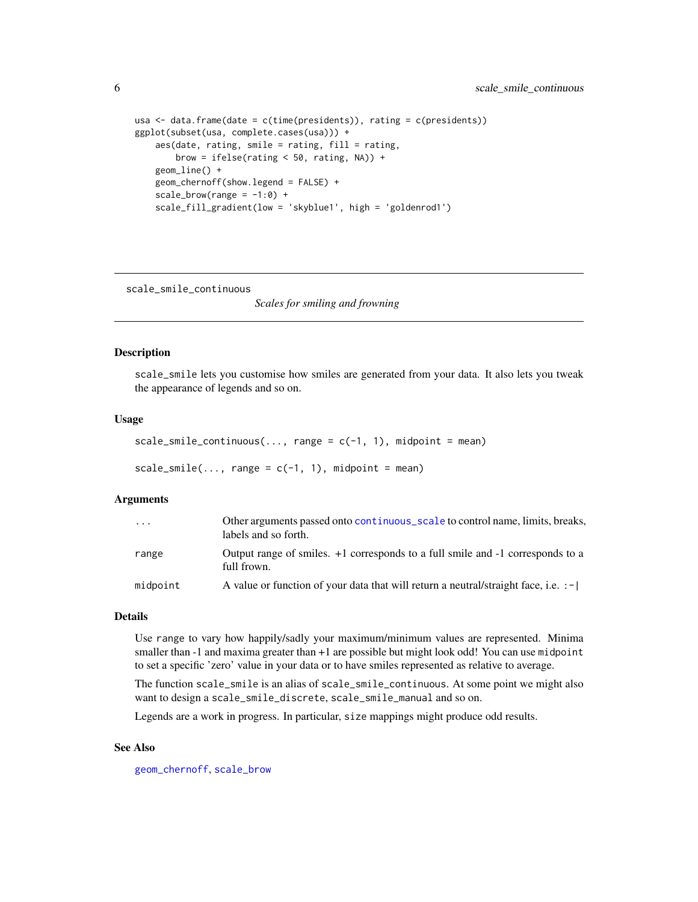```
usa <- data.frame(date = c(time(presidents)), rating = c(presidents))
ggplot(subset(usa, complete.cases(usa))) +
    aes(date, rating, smile = rating, fill = rating,
        brow = ifelse(rating < 50, rating, NA)) +
    geom_line() +
    geom_chernoff(show.legend = FALSE) +
    scale_brow(range = -1:0) +
    scale_fill_gradient(low = 'skyblue1', high = 'goldenrod1')
```

---

`scale_smile_continuous` — *Scales for smiling and frowning*

---

### Description

`scale_smile` lets you customise how smiles are generated from your data. It also lets you tweak the appearance of legends and so on.

### Usage

```
scale_smile_continuous(..., range = c(-1, 1), midpoint = mean)

scale_smile(..., range = c(-1, 1), midpoint = mean)
```

### Arguments

| | |
|---|---|
| `...` | Other arguments passed onto `continuous_scale` to control name, limits, breaks, labels and so forth. |
| `range` | Output range of smiles. +1 corresponds to a full smile and -1 corresponds to a full frown. |
| `midpoint` | A value or function of your data that will return a neutral/straight face, i.e. `:-|` |

### Details

Use `range` to vary how happily/sadly your maximum/minimum values are represented. Minima smaller than -1 and maxima greater than +1 are possible but might look odd! You can use `midpoint` to set a specific 'zero' value in your data or to have smiles represented as relative to average.

The function `scale_smile` is an alias of `scale_smile_continuous`. At some point we might also want to design a `scale_smile_discrete`, `scale_smile_manual` and so on.

Legends are a work in progress. In particular, `size` mappings might produce odd results.

### See Also

`geom_chernoff`, `scale_brow`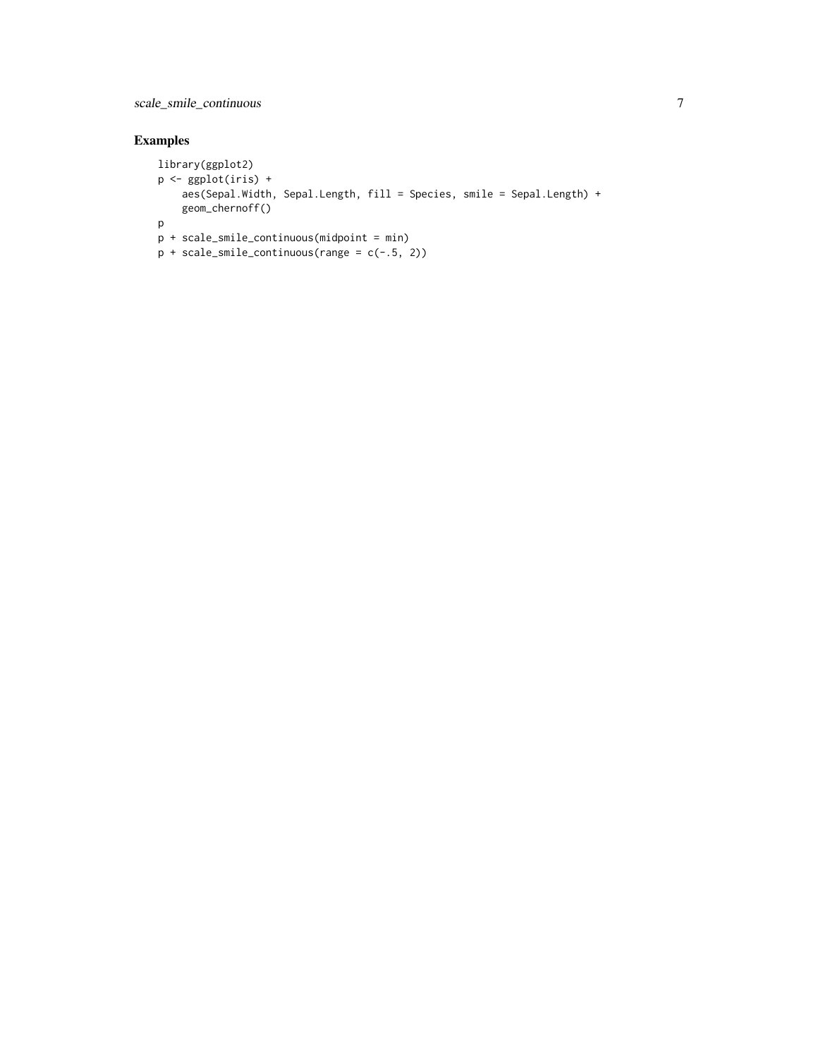## Examples

```
library(ggplot2)
p <- ggplot(iris) +
    aes(Sepal.Width, Sepal.Length, fill = Species, smile = Sepal.Length) +
    geom_chernoff()
p
p + scale_smile_continuous(midpoint = min)
p + scale_smile_continuous(range = c(-.5, 2))
```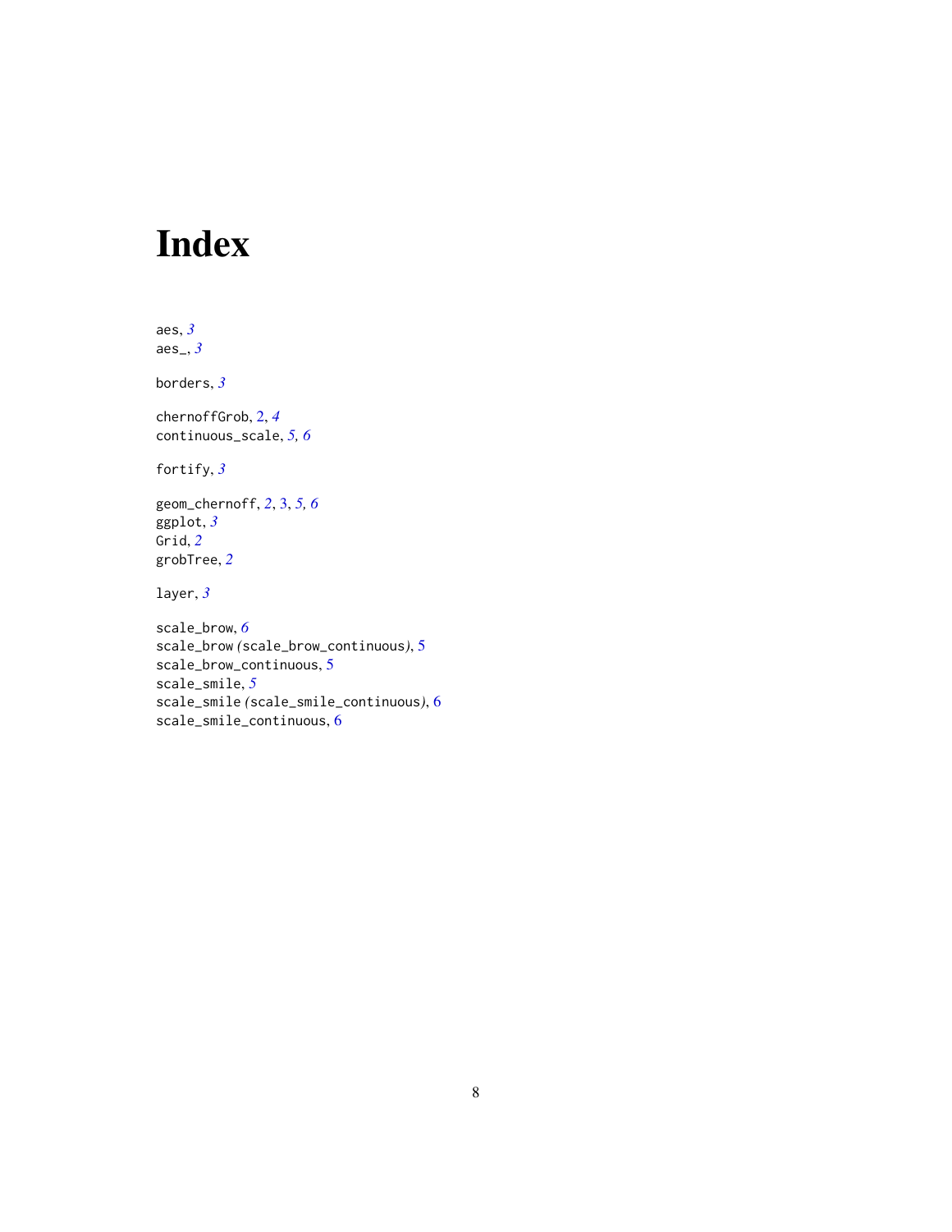# Index

aes, *3*
aes_, *3*

borders, *3*

chernoffGrob, 2, *4*
continuous_scale, *5, 6*

fortify, *3*

geom_chernoff, *2*, 3, *5, 6*
ggplot, *3*
Grid, *2*
grobTree, *2*

layer, *3*

scale_brow, *6*
scale_brow *(*scale_brow_continuous*)*, 5
scale_brow_continuous, 5
scale_smile, *5*
scale_smile *(*scale_smile_continuous*)*, 6
scale_smile_continuous, 6